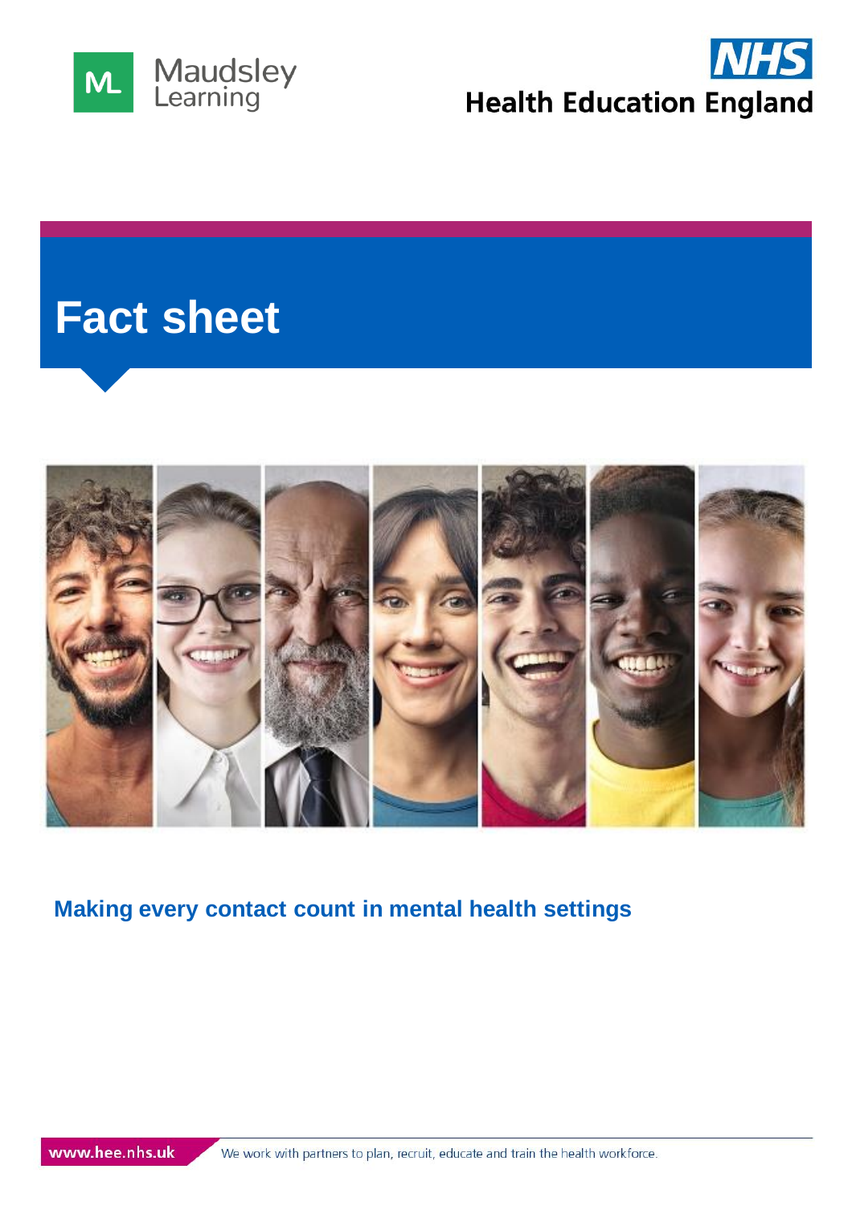Maudsley Learning

NHS Health Education England

# Fact sheet

## Making every contact count in mental health settings

www.hee.nhs.uk We work with partners to plan, recruit, educate and train the health workforce.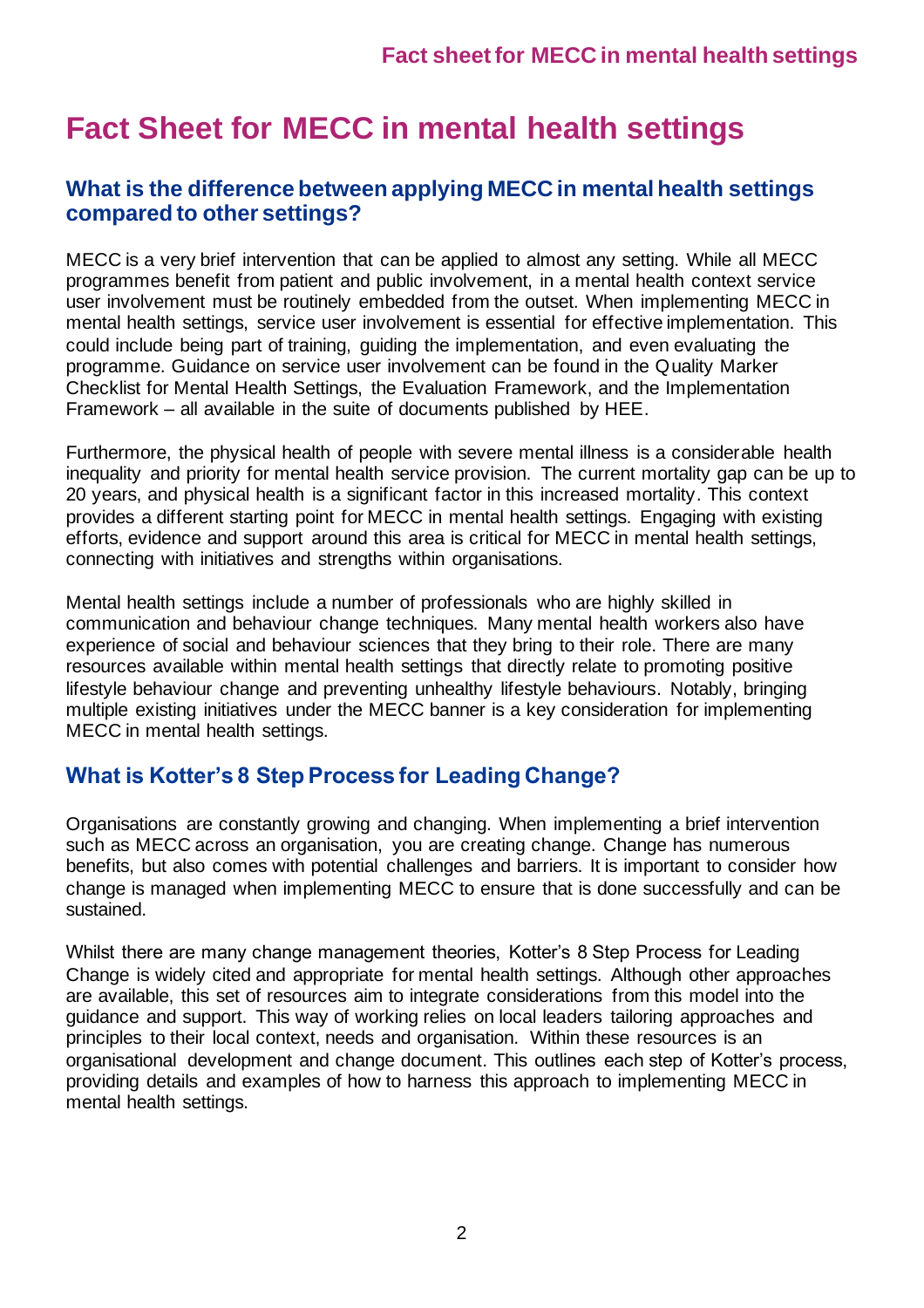# Fact Sheet for MECC in mental health settings

## What is the difference between applying MECC in mental health settings compared to other settings?

MECC is a very brief intervention that can be applied to almost any setting. While all MECC programmes benefit from patient and public involvement, in a mental health context service user involvement must be routinely embedded from the outset. When implementing MECC in mental health settings, service user involvement is essential for effective implementation. This could include being part of training, guiding the implementation, and even evaluating the programme. Guidance on service user involvement can be found in the Quality Marker Checklist for Mental Health Settings, the Evaluation Framework, and the Implementation Framework – all available in the suite of documents published by HEE.

Furthermore, the physical health of people with severe mental illness is a considerable health inequality and priority for mental health service provision. The current mortality gap can be up to 20 years, and physical health is a significant factor in this increased mortality. This context provides a different starting point for MECC in mental health settings. Engaging with existing efforts, evidence and support around this area is critical for MECC in mental health settings, connecting with initiatives and strengths within organisations.

Mental health settings include a number of professionals who are highly skilled in communication and behaviour change techniques. Many mental health workers also have experience of social and behaviour sciences that they bring to their role. There are many resources available within mental health settings that directly relate to promoting positive lifestyle behaviour change and preventing unhealthy lifestyle behaviours. Notably, bringing multiple existing initiatives under the MECC banner is a key consideration for implementing MECC in mental health settings.

## What is Kotter's 8 Step Process for Leading Change?

Organisations are constantly growing and changing. When implementing a brief intervention such as MECC across an organisation, you are creating change. Change has numerous benefits, but also comes with potential challenges and barriers. It is important to consider how change is managed when implementing MECC to ensure that is done successfully and can be sustained.

Whilst there are many change management theories, Kotter's 8 Step Process for Leading Change is widely cited and appropriate for mental health settings. Although other approaches are available, this set of resources aim to integrate considerations from this model into the guidance and support. This way of working relies on local leaders tailoring approaches and principles to their local context, needs and organisation. Within these resources is an organisational development and change document. This outlines each step of Kotter's process, providing details and examples of how to harness this approach to implementing MECC in mental health settings.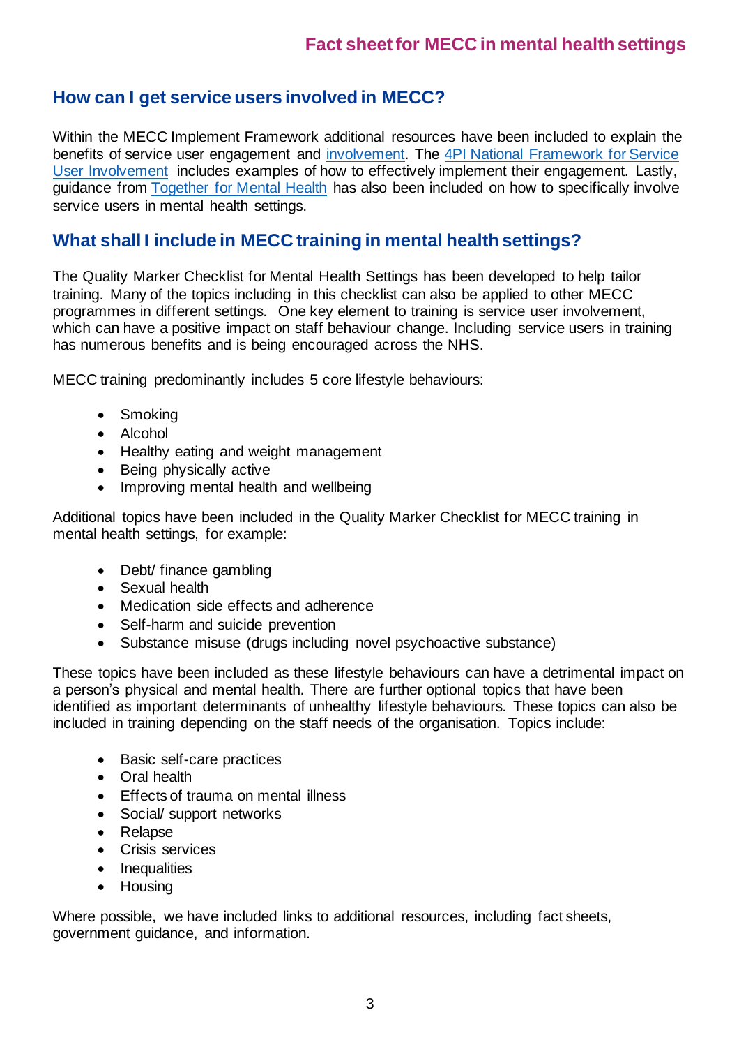## How can I get service users involved in MECC?

Within the MECC Implement Framework additional resources have been included to explain the benefits of service user engagement and involvement. The 4PI National Framework for Service User Involvement includes examples of how to effectively implement their engagement. Lastly, guidance from Together for Mental Health has also been included on how to specifically involve service users in mental health settings.

## What shall I include in MECC training in mental health settings?

The Quality Marker Checklist for Mental Health Settings has been developed to help tailor training. Many of the topics including in this checklist can also be applied to other MECC programmes in different settings. One key element to training is service user involvement, which can have a positive impact on staff behaviour change. Including service users in training has numerous benefits and is being encouraged across the NHS.

MECC training predominantly includes 5 core lifestyle behaviours:

- Smoking
- Alcohol
- Healthy eating and weight management
- Being physically active
- Improving mental health and wellbeing

Additional topics have been included in the Quality Marker Checklist for MECC training in mental health settings, for example:

- Debt/ finance gambling
- Sexual health
- Medication side effects and adherence
- Self-harm and suicide prevention
- Substance misuse (drugs including novel psychoactive substance)

These topics have been included as these lifestyle behaviours can have a detrimental impact on a person's physical and mental health. There are further optional topics that have been identified as important determinants of unhealthy lifestyle behaviours. These topics can also be included in training depending on the staff needs of the organisation. Topics include:

- Basic self-care practices
- Oral health
- Effects of trauma on mental illness
- Social/ support networks
- Relapse
- Crisis services
- Inequalities
- Housing

Where possible, we have included links to additional resources, including fact sheets, government guidance, and information.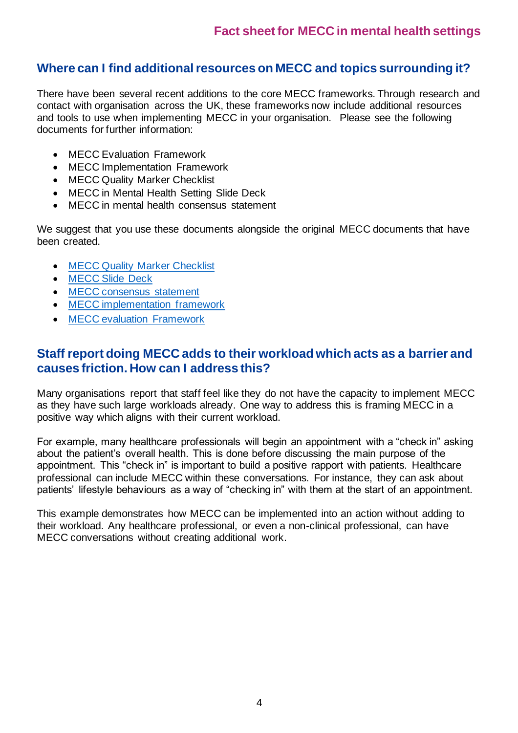## Where can I find additional resources on MECC and topics surrounding it?

There have been several recent additions to the core MECC frameworks. Through research and contact with organisation across the UK, these frameworks now include additional resources and tools to use when implementing MECC in your organisation. Please see the following documents for further information:

- MECC Evaluation Framework
- MECC Implementation Framework
- MECC Quality Marker Checklist
- MECC in Mental Health Setting Slide Deck
- MECC in mental health consensus statement

We suggest that you use these documents alongside the original MECC documents that have been created.

- MECC Quality Marker Checklist
- MECC Slide Deck
- MECC consensus statement
- MECC implementation framework
- MECC evaluation Framework

## Staff report doing MECC adds to their workload which acts as a barrier and causes friction. How can I address this?

Many organisations report that staff feel like they do not have the capacity to implement MECC as they have such large workloads already. One way to address this is framing MECC in a positive way which aligns with their current workload.

For example, many healthcare professionals will begin an appointment with a "check in" asking about the patient's overall health. This is done before discussing the main purpose of the appointment. This "check in" is important to build a positive rapport with patients. Healthcare professional can include MECC within these conversations. For instance, they can ask about patients' lifestyle behaviours as a way of "checking in" with them at the start of an appointment.

This example demonstrates how MECC can be implemented into an action without adding to their workload. Any healthcare professional, or even a non-clinical professional, can have MECC conversations without creating additional work.